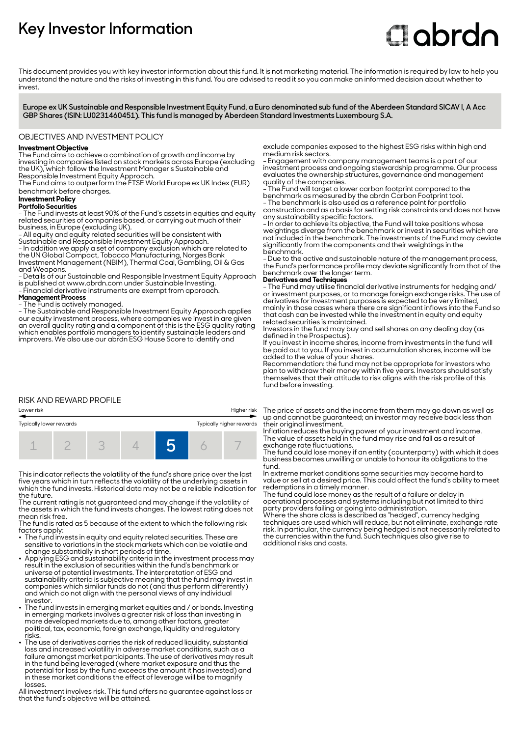# Key Investor Information

abrdn

This document provides you with key investor information about this fund. It is not marketing material. The information is required by law to help you understand the nature and the risks of investing in this fund. You are advised to read it so you can make an informed decision about whether to invest.

**Europe ex UK Sustainable and Responsible Investment Equity Fund, a Euro denominated sub fund of the Aberdeen Standard SICAV I, A Acc GBP Shares (ISIN: LU0231460451). This fund is managed by Aberdeen Standard Investments Luxembourg S.A.**

## OBJECTIVES AND INVESTMENT POLICY

**Investment Objective**

The Fund aims to achieve a combination of growth and income by investing in companies listed on stock markets across Europe (excluding the UK), which follow the Investment Manager's Sustainable and Responsible Investment Equity Approach.

The Fund aims to outperform the FTSE World Europe ex UK Index (EUR) benchmark before charges.

**Investment Policy**

**Portfolio Securities**

- The Fund invests at least 90% of the Fund's assets in equities and equity related securities of companies based, or carrying out much of their business, in Europe (excluding UK).
- All equity and equity related securities will be consistent with Sustainable and Responsible Investment Equity Approach.
- In addition we apply a set of company exclusion which are related to the UN Global Compact, Tobacco Manufacturing, Norges Bank Investment Management (NBIM), Thermal Coal, Gambling, Oil & Gas and Weapons.
- Details of our Sustainable and Responsible Investment Equity Approach is published at www.abrdn.com under Sustainable Investing.
- Financial derivative instruments are exempt from approach.

**Management Process**

- The Fund is actively managed.
- The Sustainable and Responsible Investment Equity Approach applies our equity investment process, where companies we invest in are given an overall quality rating and a component of this is the ESG quality rating which enables portfolio managers to identify sustainable leaders and improvers. We also use our abrdn ESG House Score to identify and exclude companies exposed to the highest ESG risks within high and medium risk sectors.
- Engagement with company management teams is a part of our investment process and ongoing stewardship programme. Our process evaluates the ownership structures, governance and management quality of the companies.
- The Fund will target a lower carbon footprint compared to the benchmark as measured by the abrdn Carbon Footprint tool.
- The benchmark is also used as a reference point for portfolio construction and as a basis for setting risk constraints and does not have any sustainability specific factors.
- In order to achieve its objective, the Fund will take positions whose weightings diverge from the benchmark or invest in securities which are not included in the benchmark. The investments of the Fund may deviate significantly from the components and their weightings in the benchmark.
- Due to the active and sustainable nature of the management process, the Fund's performance profile may deviate significantly from that of the benchmark over the longer term.

**Derivatives and Techniques**

- The Fund may utilise financial derivative instruments for hedging and/ or investment purposes, or to manage foreign exchange risks. The use of derivatives for investment purposes is expected to be very limited, mainly in those cases where there are significant inflows into the Fund so that cash can be invested while the investment in equity and equity related securities is maintained.

Investors in the fund may buy and sell shares on any dealing day (as defined in the Prospectus).

If you invest in income shares, income from investments in the fund will be paid out to you. If you invest in accumulation shares, income will be added to the value of your shares.

Recommendation: the fund may not be appropriate for investors who plan to withdraw their money within five years. Investors should satisfy themselves that their attitude to risk aligns with the risk profile of this fund before investing.

## RISK AND REWARD PROFILE

Lower risk ← → Higher risk

Typically lower rewards — Typically higher rewards

| 1 | 2 | 3 | 4 | **5** | 6 | 7 |
|---|---|---|---|---|---|---|

This indicator reflects the volatility of the fund's share price over the last five years which in turn reflects the volatility of the underlying assets in which the fund invests. Historical data may not be a reliable indication for the future.

The current rating is not guaranteed and may change if the volatility of the assets in which the fund invests changes. The lowest rating does not mean risk free.

The fund is rated as 5 because of the extent to which the following risk factors apply:

- The fund invests in equity and equity related securities. These are sensitive to variations in the stock markets which can be volatile and change substantially in short periods of time.
- Applying ESG and sustainability criteria in the investment process may result in the exclusion of securities within the fund's benchmark or universe of potential investments. The interpretation of ESG and sustainability criteria is subjective meaning that the fund may invest in companies which similar funds do not (and thus perform differently) and which do not align with the personal views of any individual investor.
- The fund invests in emerging market equities and / or bonds. Investing in emerging markets involves a greater risk of loss than investing in more developed markets due to, among other factors, greater political, tax, economic, foreign exchange, liquidity and regulatory risks.
- The use of derivatives carries the risk of reduced liquidity, substantial loss and increased volatility in adverse market conditions, such as a failure amongst market participants. The use of derivatives may result in the fund being leveraged (where market exposure and thus the potential for loss by the fund exceeds the amount it has invested) and in these market conditions the effect of leverage will be to magnify losses.

All investment involves risk. This fund offers no guarantee against loss or that the fund's objective will be attained.

The price of assets and the income from them may go down as well as up and cannot be guaranteed; an investor may receive back less than their original investment.

Inflation reduces the buying power of your investment and income.

The value of assets held in the fund may rise and fall as a result of exchange rate fluctuations.

The fund could lose money if an entity (counterparty) with which it does business becomes unwilling or unable to honour its obligations to the fund.

In extreme market conditions some securities may become hard to value or sell at a desired price. This could affect the fund's ability to meet redemptions in a timely manner.

The fund could lose money as the result of a failure or delay in operational processes and systems including but not limited to third party providers failing or going into administration.

Where the share class is described as "hedged", currency hedging techniques are used which will reduce, but not eliminate, exchange rate risk. In particular, the currency being hedged is not necessarily related to the currencies within the fund. Such techniques also give rise to additional risks and costs.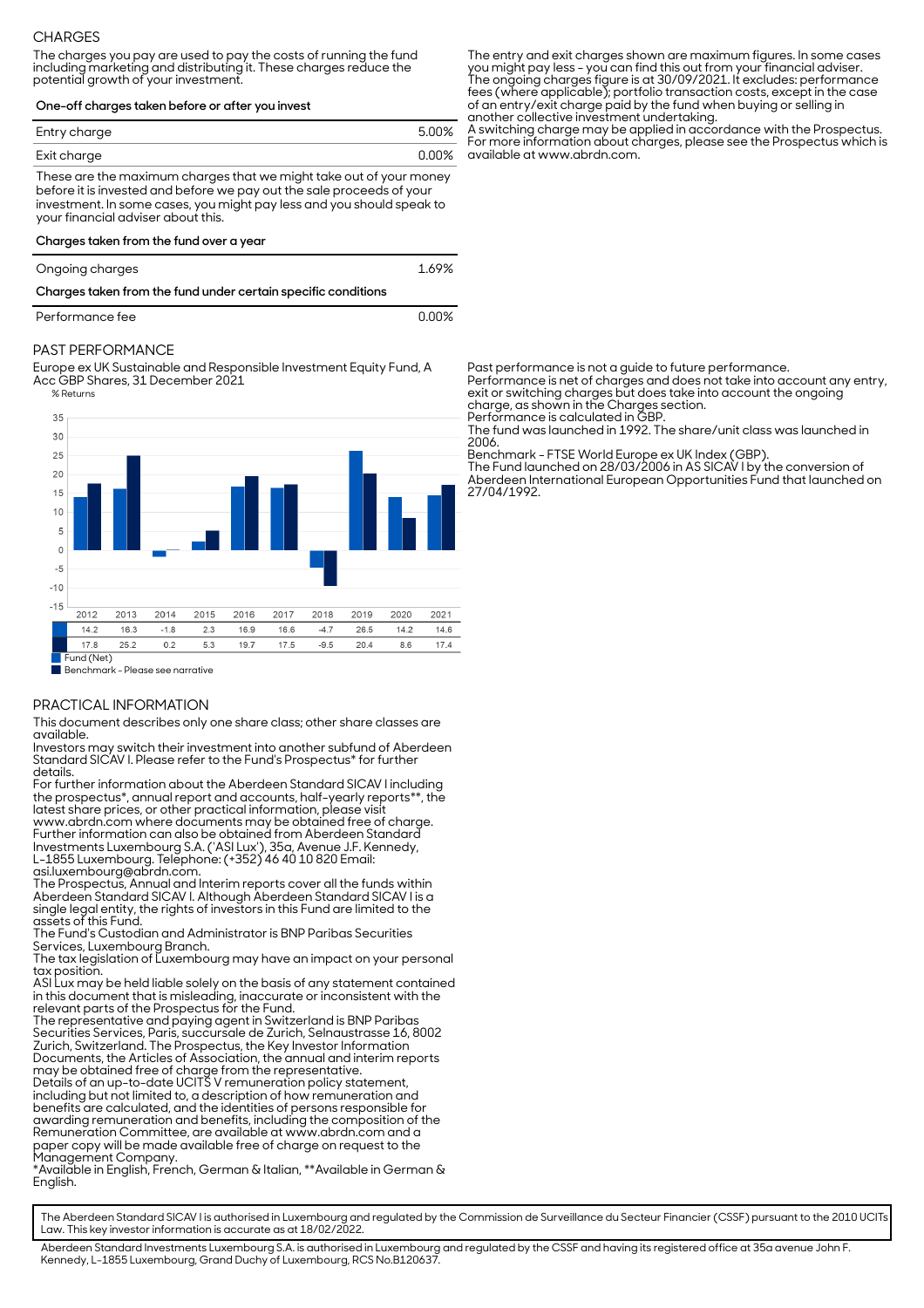## CHARGES

The charges you pay are used to pay the costs of running the fund including marketing and distributing it. These charges reduce the potential growth of your investment.

| One-off charges taken before or after you invest | |
|---|---|
| Entry charge | 5.00% |
| Exit charge | 0.00% |

These are the maximum charges that we might take out of your money before it is invested and before we pay out the sale proceeds of your investment. In some cases, you might pay less and you should speak to your financial adviser about this.

| Charges taken from the fund over a year | |
|---|---|
| Ongoing charges | 1.69% |
| **Charges taken from the fund under certain specific conditions** | |
| Performance fee | 0.00% |

The entry and exit charges shown are maximum figures. In some cases you might pay less - you can find this out from your financial adviser. The ongoing charges figure is at 30/09/2021. It excludes: performance fees (where applicable); portfolio transaction costs, except in the case of an entry/exit charge paid by the fund when buying or selling in another collective investment undertaking.

A switching charge may be applied in accordance with the Prospectus. For more information about charges, please see the Prospectus which is available at www.abrdn.com.

## PAST PERFORMANCE

Europe ex UK Sustainable and Responsible Investment Equity Fund, A Acc GBP Shares, 31 December 2021

% Returns

35
30
25
20
15
10
5
0
-5
-10
-15

2012 2013 2014 2015 2016 2017 2018 2019 2020 2021

14.2 16.3 -1.8 2.3 16.9 16.6 -4.7 26.5 14.2 14.6

17.8 25.2 0.2 5.3 19.7 17.5 -9.5 20.4 8.6 17.4

Fund (Net)

Benchmark - Please see narrative

Past performance is not a guide to future performance.

Performance is net of charges and does not take into account any entry, exit or switching charges but does take into account the ongoing charge, as shown in the Charges section.

Performance is calculated in GBP.

The fund was launched in 1992. The share/unit class was launched in 2006.

Benchmark - FTSE World Europe ex UK Index (GBP).

The Fund launched on 28/03/2006 in AS SICAV I by the conversion of Aberdeen International European Opportunities Fund that launched on 27/04/1992.

## PRACTICAL INFORMATION

This document describes only one share class; other share classes are available.

Investors may switch their investment into another subfund of Aberdeen Standard SICAV I. Please refer to the Fund's Prospectus* for further details.

For further information about the Aberdeen Standard SICAV I including the prospectus*, annual report and accounts, half-yearly reports**, the latest share prices, or other practical information, please visit www.abrdn.com where documents may be obtained free of charge. Further information can also be obtained from Aberdeen Standard Investments Luxembourg S.A. ('ASI Lux'), 35a, Avenue J.F. Kennedy, L-1855 Luxembourg. Telephone: (+352) 46 40 10 820 Email: asi.luxembourg@abrdn.com.

The Prospectus, Annual and Interim reports cover all the funds within Aberdeen Standard SICAV I. Although Aberdeen Standard SICAV I is a single legal entity, the rights of investors in this Fund are limited to the assets of this Fund.

The Fund's Custodian and Administrator is BNP Paribas Securities Services, Luxembourg Branch.

The tax legislation of Luxembourg may have an impact on your personal tax position.

ASI Lux may be held liable solely on the basis of any statement contained in this document that is misleading, inaccurate or inconsistent with the relevant parts of the Prospectus for the Fund.

The representative and paying agent in Switzerland is BNP Paribas Securities Services, Paris, succursale de Zurich, Selnaustrasse 16, 8002 Zurich, Switzerland. The Prospectus, the Key Investor Information Documents, the Articles of Association, the annual and interim reports may be obtained free of charge from the representative.

Details of an up-to-date UCITS V remuneration policy statement, including but not limited to, a description of how remuneration and benefits are calculated, and the identities of persons responsible for awarding remuneration and benefits, including the composition of the Remuneration Committee, are available at www.abrdn.com and a paper copy will be made available free of charge on request to the Management Company.

*Available in English, French, German & Italian, **Available in German & English.

The Aberdeen Standard SICAV I is authorised in Luxembourg and regulated by the Commission de Surveillance du Secteur Financier (CSSF) pursuant to the 2010 UCITs Law. This key investor information is accurate as at 18/02/2022.

Aberdeen Standard Investments Luxembourg S.A. is authorised in Luxembourg and regulated by the CSSF and having its registered office at 35a avenue John F. Kennedy, L-1855 Luxembourg, Grand Duchy of Luxembourg, RCS No.B120637.